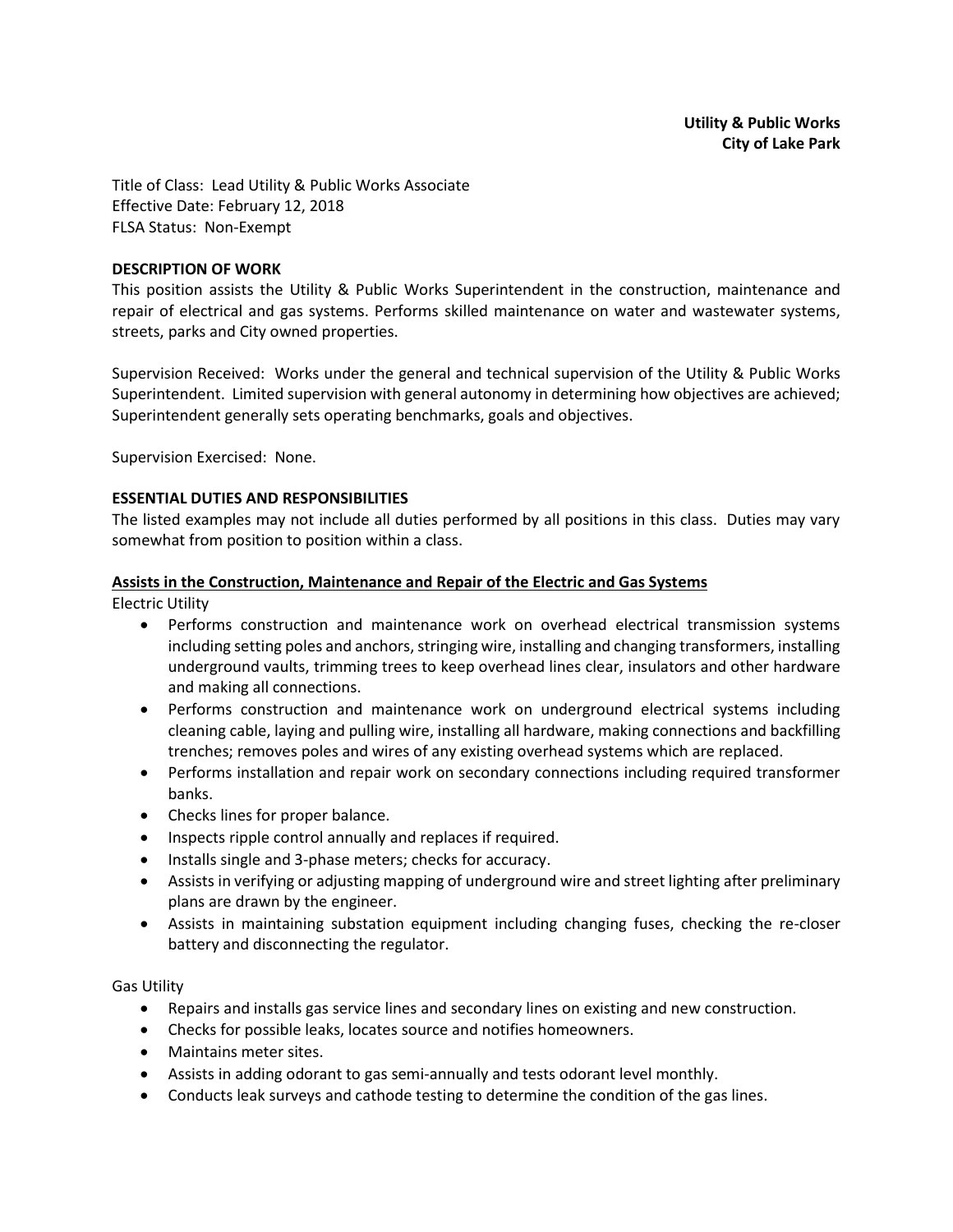**Utility & Public Works**
**City of Lake Park**

Title of Class: Lead Utility & Public Works Associate
Effective Date: February 12, 2018
FLSA Status: Non-Exempt

**DESCRIPTION OF WORK**

This position assists the Utility & Public Works Superintendent in the construction, maintenance and repair of electrical and gas systems. Performs skilled maintenance on water and wastewater systems, streets, parks and City owned properties.

Supervision Received: Works under the general and technical supervision of the Utility & Public Works Superintendent. Limited supervision with general autonomy in determining how objectives are achieved; Superintendent generally sets operating benchmarks, goals and objectives.

Supervision Exercised: None.

**ESSENTIAL DUTIES AND RESPONSIBILITIES**

The listed examples may not include all duties performed by all positions in this class. Duties may vary somewhat from position to position within a class.

**Assists in the Construction, Maintenance and Repair of the Electric and Gas Systems**

Electric Utility

- Performs construction and maintenance work on overhead electrical transmission systems including setting poles and anchors, stringing wire, installing and changing transformers, installing underground vaults, trimming trees to keep overhead lines clear, insulators and other hardware and making all connections.
- Performs construction and maintenance work on underground electrical systems including cleaning cable, laying and pulling wire, installing all hardware, making connections and backfilling trenches; removes poles and wires of any existing overhead systems which are replaced.
- Performs installation and repair work on secondary connections including required transformer banks.
- Checks lines for proper balance.
- Inspects ripple control annually and replaces if required.
- Installs single and 3-phase meters; checks for accuracy.
- Assists in verifying or adjusting mapping of underground wire and street lighting after preliminary plans are drawn by the engineer.
- Assists in maintaining substation equipment including changing fuses, checking the re-closer battery and disconnecting the regulator.

Gas Utility

- Repairs and installs gas service lines and secondary lines on existing and new construction.
- Checks for possible leaks, locates source and notifies homeowners.
- Maintains meter sites.
- Assists in adding odorant to gas semi-annually and tests odorant level monthly.
- Conducts leak surveys and cathode testing to determine the condition of the gas lines.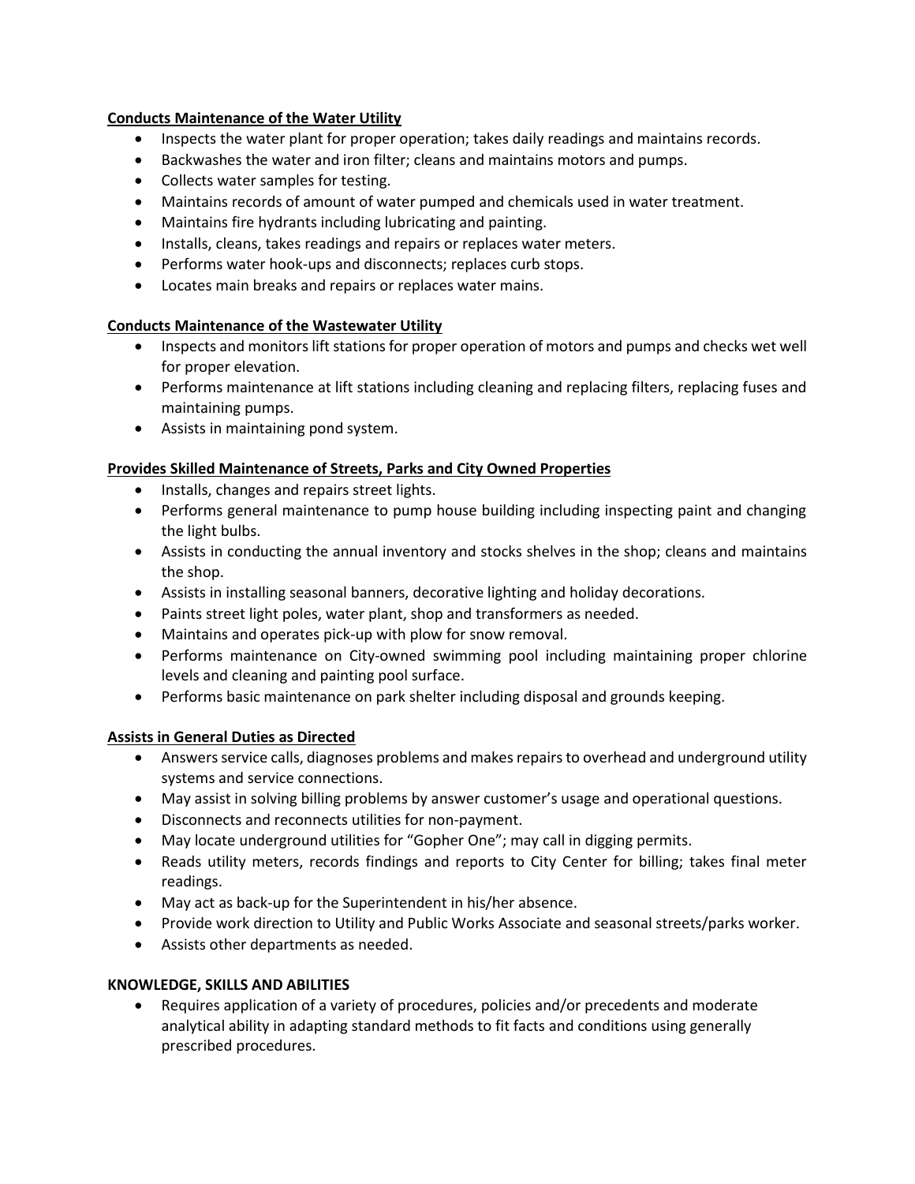**Conducts Maintenance of the Water Utility**

- Inspects the water plant for proper operation; takes daily readings and maintains records.
- Backwashes the water and iron filter; cleans and maintains motors and pumps.
- Collects water samples for testing.
- Maintains records of amount of water pumped and chemicals used in water treatment.
- Maintains fire hydrants including lubricating and painting.
- Installs, cleans, takes readings and repairs or replaces water meters.
- Performs water hook-ups and disconnects; replaces curb stops.
- Locates main breaks and repairs or replaces water mains.

**Conducts Maintenance of the Wastewater Utility**

- Inspects and monitors lift stations for proper operation of motors and pumps and checks wet well for proper elevation.
- Performs maintenance at lift stations including cleaning and replacing filters, replacing fuses and maintaining pumps.
- Assists in maintaining pond system.

**Provides Skilled Maintenance of Streets, Parks and City Owned Properties**

- Installs, changes and repairs street lights.
- Performs general maintenance to pump house building including inspecting paint and changing the light bulbs.
- Assists in conducting the annual inventory and stocks shelves in the shop; cleans and maintains the shop.
- Assists in installing seasonal banners, decorative lighting and holiday decorations.
- Paints street light poles, water plant, shop and transformers as needed.
- Maintains and operates pick-up with plow for snow removal.
- Performs maintenance on City-owned swimming pool including maintaining proper chlorine levels and cleaning and painting pool surface.
- Performs basic maintenance on park shelter including disposal and grounds keeping.

**Assists in General Duties as Directed**

- Answers service calls, diagnoses problems and makes repairs to overhead and underground utility systems and service connections.
- May assist in solving billing problems by answer customer's usage and operational questions.
- Disconnects and reconnects utilities for non-payment.
- May locate underground utilities for "Gopher One"; may call in digging permits.
- Reads utility meters, records findings and reports to City Center for billing; takes final meter readings.
- May act as back-up for the Superintendent in his/her absence.
- Provide work direction to Utility and Public Works Associate and seasonal streets/parks worker.
- Assists other departments as needed.

**KNOWLEDGE, SKILLS AND ABILITIES**

- Requires application of a variety of procedures, policies and/or precedents and moderate analytical ability in adapting standard methods to fit facts and conditions using generally prescribed procedures.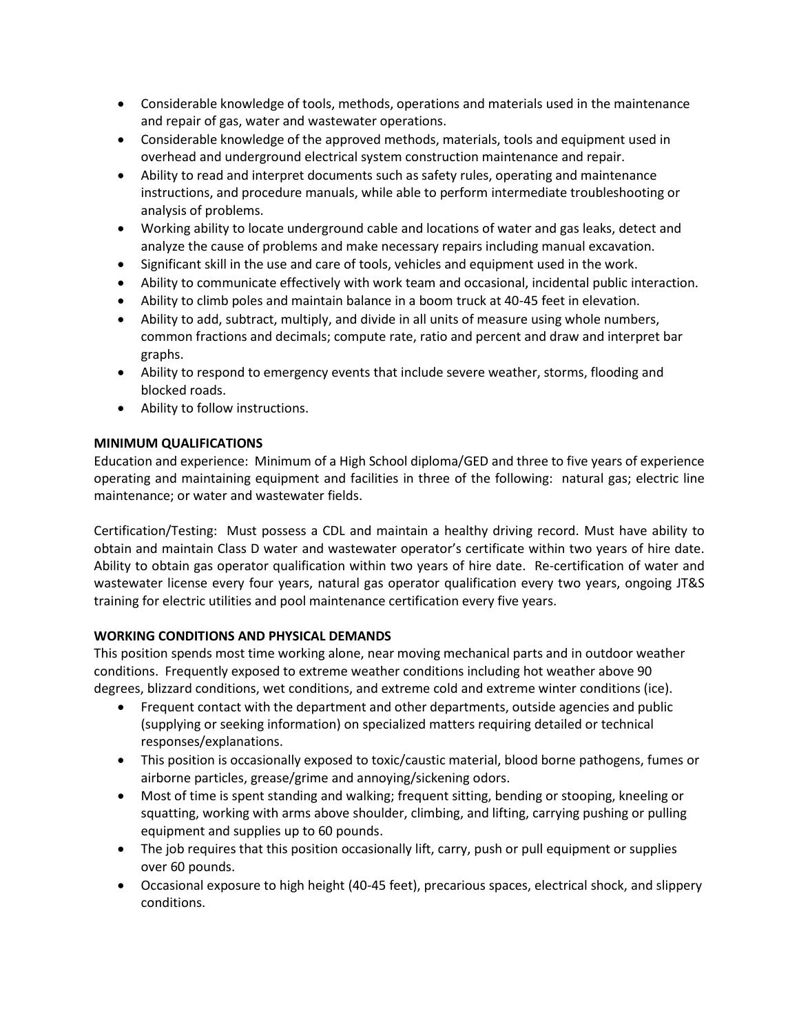- Considerable knowledge of tools, methods, operations and materials used in the maintenance and repair of gas, water and wastewater operations.
- Considerable knowledge of the approved methods, materials, tools and equipment used in overhead and underground electrical system construction maintenance and repair.
- Ability to read and interpret documents such as safety rules, operating and maintenance instructions, and procedure manuals, while able to perform intermediate troubleshooting or analysis of problems.
- Working ability to locate underground cable and locations of water and gas leaks, detect and analyze the cause of problems and make necessary repairs including manual excavation.
- Significant skill in the use and care of tools, vehicles and equipment used in the work.
- Ability to communicate effectively with work team and occasional, incidental public interaction.
- Ability to climb poles and maintain balance in a boom truck at 40-45 feet in elevation.
- Ability to add, subtract, multiply, and divide in all units of measure using whole numbers, common fractions and decimals; compute rate, ratio and percent and draw and interpret bar graphs.
- Ability to respond to emergency events that include severe weather, storms, flooding and blocked roads.
- Ability to follow instructions.

**MINIMUM QUALIFICATIONS**

Education and experience: Minimum of a High School diploma/GED and three to five years of experience operating and maintaining equipment and facilities in three of the following: natural gas; electric line maintenance; or water and wastewater fields.

Certification/Testing: Must possess a CDL and maintain a healthy driving record. Must have ability to obtain and maintain Class D water and wastewater operator's certificate within two years of hire date. Ability to obtain gas operator qualification within two years of hire date. Re-certification of water and wastewater license every four years, natural gas operator qualification every two years, ongoing JT&S training for electric utilities and pool maintenance certification every five years.

**WORKING CONDITIONS AND PHYSICAL DEMANDS**

This position spends most time working alone, near moving mechanical parts and in outdoor weather conditions. Frequently exposed to extreme weather conditions including hot weather above 90 degrees, blizzard conditions, wet conditions, and extreme cold and extreme winter conditions (ice).

- Frequent contact with the department and other departments, outside agencies and public (supplying or seeking information) on specialized matters requiring detailed or technical responses/explanations.
- This position is occasionally exposed to toxic/caustic material, blood borne pathogens, fumes or airborne particles, grease/grime and annoying/sickening odors.
- Most of time is spent standing and walking; frequent sitting, bending or stooping, kneeling or squatting, working with arms above shoulder, climbing, and lifting, carrying pushing or pulling equipment and supplies up to 60 pounds.
- The job requires that this position occasionally lift, carry, push or pull equipment or supplies over 60 pounds.
- Occasional exposure to high height (40-45 feet), precarious spaces, electrical shock, and slippery conditions.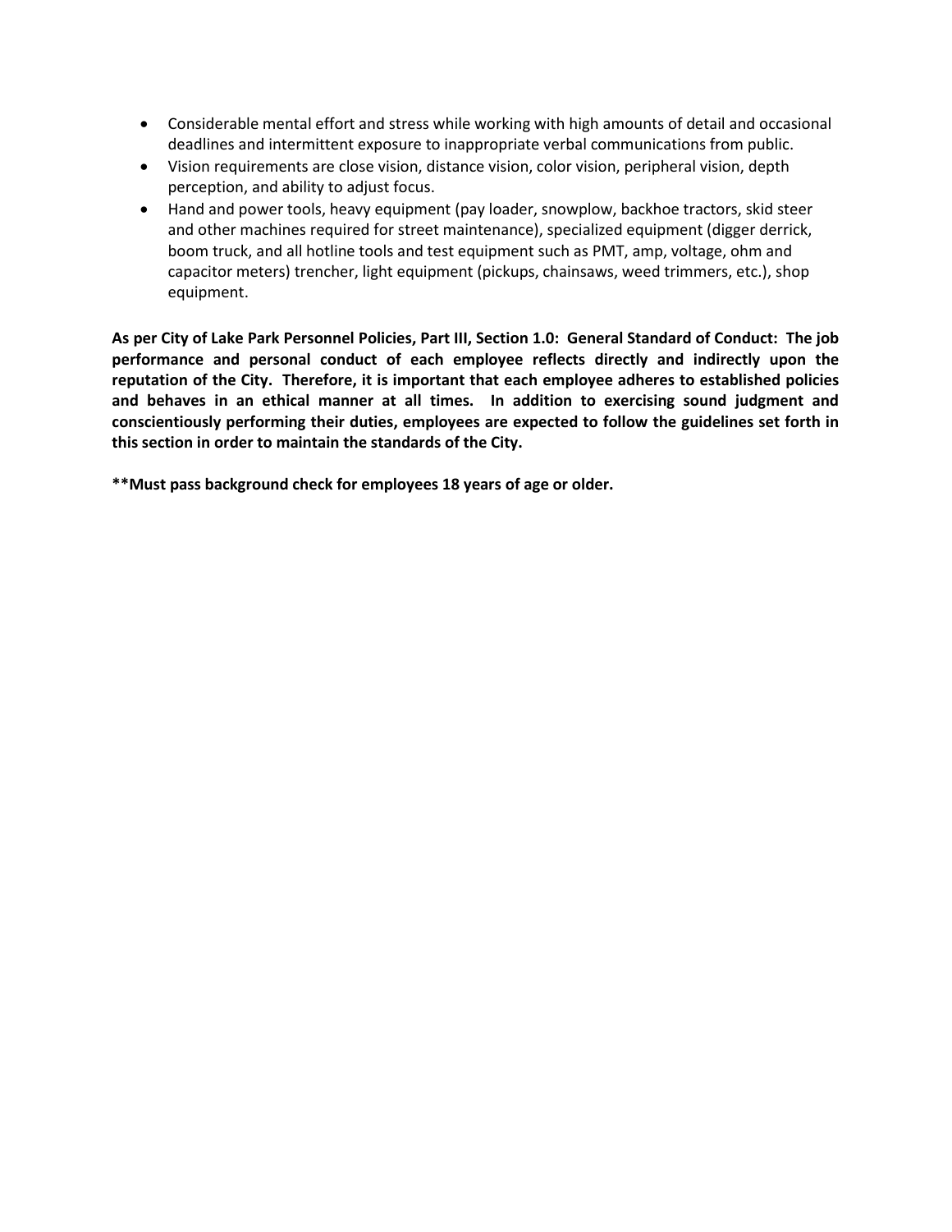- Considerable mental effort and stress while working with high amounts of detail and occasional deadlines and intermittent exposure to inappropriate verbal communications from public.
- Vision requirements are close vision, distance vision, color vision, peripheral vision, depth perception, and ability to adjust focus.
- Hand and power tools, heavy equipment (pay loader, snowplow, backhoe tractors, skid steer and other machines required for street maintenance), specialized equipment (digger derrick, boom truck, and all hotline tools and test equipment such as PMT, amp, voltage, ohm and capacitor meters) trencher, light equipment (pickups, chainsaws, weed trimmers, etc.), shop equipment.

**As per City of Lake Park Personnel Policies, Part III, Section 1.0: General Standard of Conduct: The job performance and personal conduct of each employee reflects directly and indirectly upon the reputation of the City. Therefore, it is important that each employee adheres to established policies and behaves in an ethical manner at all times. In addition to exercising sound judgment and conscientiously performing their duties, employees are expected to follow the guidelines set forth in this section in order to maintain the standards of the City.**

**\*\*Must pass background check for employees 18 years of age or older.**